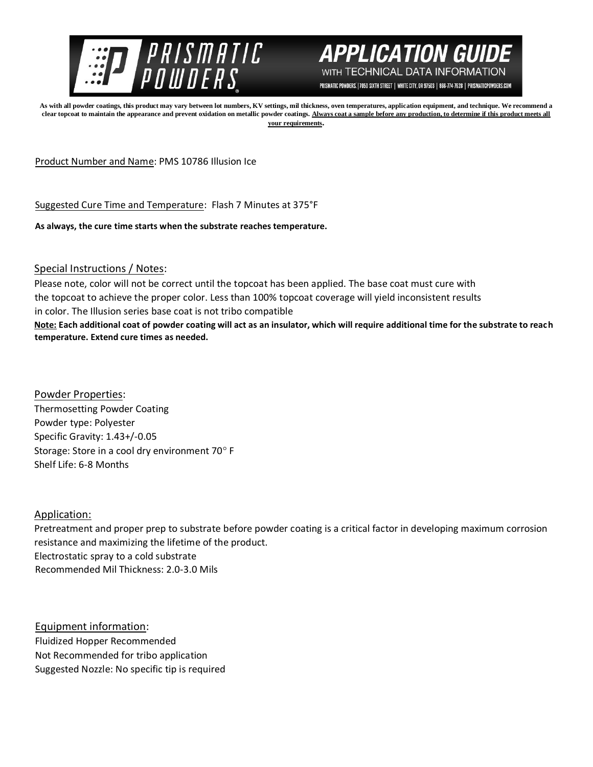# PRISMATIC POWDERS

## APPLICATION GUIDE WITH TECHNICAL DATA INFORMATION

PRISMATIC POWDERS. | 7050 SIXTH STREET | WHITE CITY, OR 97503 | 866-774-7628 | PRISMATICPOWDERS.COM

**As with all powder coatings, this product may vary between lot numbers, KV settings, mil thickness, oven temperatures, application equipment, and technique. We recommend a clear topcoat to maintain the appearance and prevent oxidation on metallic powder coatings. Always coat a sample before any production, to determine if this product meets all your requirements.**

Product Number and Name: PMS 10786 Illusion Ice

Suggested Cure Time and Temperature: Flash 7 Minutes at 375°F

**As always, the cure time starts when the substrate reaches temperature.**

### Special Instructions / Notes:

Please note, color will not be correct until the topcoat has been applied. The base coat must cure with the topcoat to achieve the proper color. Less than 100% topcoat coverage will yield inconsistent results in color. The Illusion series base coat is not tribo compatible

**Note: Each additional coat of powder coating will act as an insulator, which will require additional time for the substrate to reach temperature. Extend cure times as needed.**

### Powder Properties:

Thermosetting Powder Coating
Powder type: Polyester
Specific Gravity: 1.43+/-0.05
Storage: Store in a cool dry environment 70° F
Shelf Life: 6-8 Months

### Application:

Pretreatment and proper prep to substrate before powder coating is a critical factor in developing maximum corrosion resistance and maximizing the lifetime of the product.
Electrostatic spray to a cold substrate
Recommended Mil Thickness: 2.0-3.0 Mils

### Equipment information:

Fluidized Hopper Recommended
Not Recommended for tribo application
Suggested Nozzle: No specific tip is required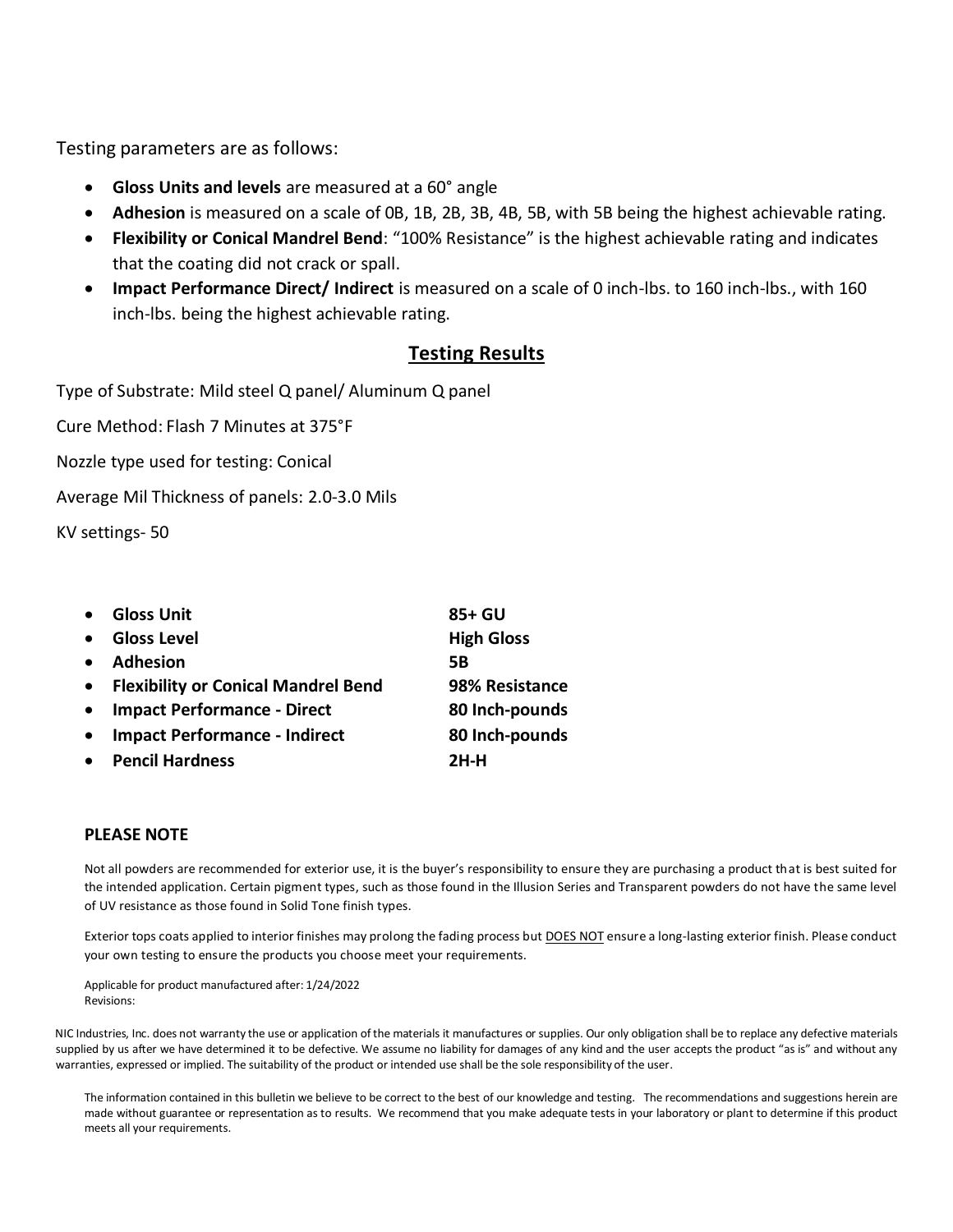Testing parameters are as follows:

- **Gloss Units and levels** are measured at a 60° angle
- **Adhesion** is measured on a scale of 0B, 1B, 2B, 3B, 4B, 5B, with 5B being the highest achievable rating.
- **Flexibility or Conical Mandrel Bend**: "100% Resistance" is the highest achievable rating and indicates that the coating did not crack or spall.
- **Impact Performance Direct/ Indirect** is measured on a scale of 0 inch-lbs. to 160 inch-lbs., with 160 inch-lbs. being the highest achievable rating.

## Testing Results

Type of Substrate: Mild steel Q panel/ Aluminum Q panel

Cure Method: Flash 7 Minutes at 375°F

Nozzle type used for testing: Conical

Average Mil Thickness of panels: 2.0-3.0 Mils

KV settings- 50

- **Gloss Unit** — **85+ GU**
- **Gloss Level** — **High Gloss**
- **Adhesion** — **5B**
- **Flexibility or Conical Mandrel Bend** — **98% Resistance**
- **Impact Performance - Direct** — **80 Inch-pounds**
- **Impact Performance - Indirect** — **80 Inch-pounds**
- **Pencil Hardness** — **2H-H**

### PLEASE NOTE

Not all powders are recommended for exterior use, it is the buyer's responsibility to ensure they are purchasing a product that is best suited for the intended application. Certain pigment types, such as those found in the Illusion Series and Transparent powders do not have the same level of UV resistance as those found in Solid Tone finish types.

Exterior tops coats applied to interior finishes may prolong the fading process but DOES NOT ensure a long-lasting exterior finish. Please conduct your own testing to ensure the products you choose meet your requirements.

Applicable for product manufactured after: 1/24/2022
Revisions:

NIC Industries, Inc. does not warranty the use or application of the materials it manufactures or supplies. Our only obligation shall be to replace any defective materials supplied by us after we have determined it to be defective. We assume no liability for damages of any kind and the user accepts the product "as is" and without any warranties, expressed or implied. The suitability of the product or intended use shall be the sole responsibility of the user.

The information contained in this bulletin we believe to be correct to the best of our knowledge and testing. The recommendations and suggestions herein are made without guarantee or representation as to results. We recommend that you make adequate tests in your laboratory or plant to determine if this product meets all your requirements.